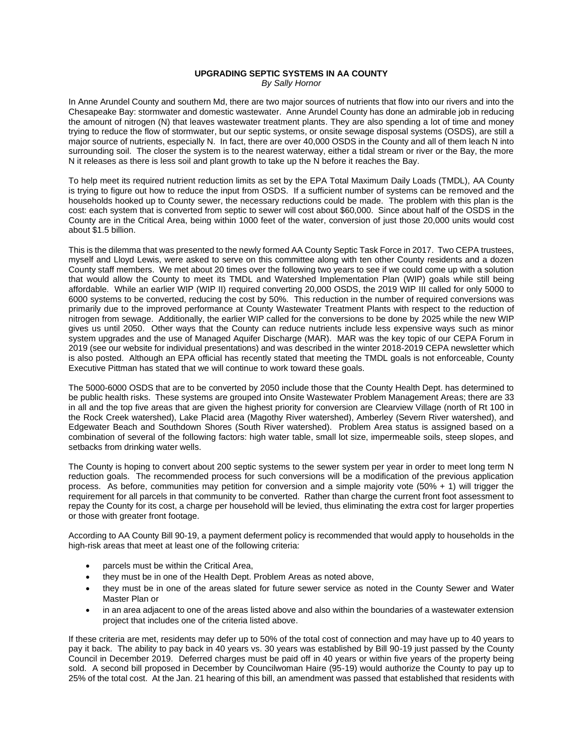# UPGRADING SEPTIC SYSTEMS IN AA COUNTY

*By Sally Hornor*

In Anne Arundel County and southern Md, there are two major sources of nutrients that flow into our rivers and into the Chesapeake Bay: stormwater and domestic wastewater. Anne Arundel County has done an admirable job in reducing the amount of nitrogen (N) that leaves wastewater treatment plants. They are also spending a lot of time and money trying to reduce the flow of stormwater, but our septic systems, or onsite sewage disposal systems (OSDS), are still a major source of nutrients, especially N. In fact, there are over 40,000 OSDS in the County and all of them leach N into surrounding soil. The closer the system is to the nearest waterway, either a tidal stream or river or the Bay, the more N it releases as there is less soil and plant growth to take up the N before it reaches the Bay.

To help meet its required nutrient reduction limits as set by the EPA Total Maximum Daily Loads (TMDL), AA County is trying to figure out how to reduce the input from OSDS. If a sufficient number of systems can be removed and the households hooked up to County sewer, the necessary reductions could be made. The problem with this plan is the cost: each system that is converted from septic to sewer will cost about $60,000. Since about half of the OSDS in the County are in the Critical Area, being within 1000 feet of the water, conversion of just those 20,000 units would cost about $1.5 billion.

This is the dilemma that was presented to the newly formed AA County Septic Task Force in 2017. Two CEPA trustees, myself and Lloyd Lewis, were asked to serve on this committee along with ten other County residents and a dozen County staff members. We met about 20 times over the following two years to see if we could come up with a solution that would allow the County to meet its TMDL and Watershed Implementation Plan (WIP) goals while still being affordable. While an earlier WIP (WIP II) required converting 20,000 OSDS, the 2019 WIP III called for only 5000 to 6000 systems to be converted, reducing the cost by 50%. This reduction in the number of required conversions was primarily due to the improved performance at County Wastewater Treatment Plants with respect to the reduction of nitrogen from sewage. Additionally, the earlier WIP called for the conversions to be done by 2025 while the new WIP gives us until 2050. Other ways that the County can reduce nutrients include less expensive ways such as minor system upgrades and the use of Managed Aquifer Discharge (MAR). MAR was the key topic of our CEPA Forum in 2019 (see our website for individual presentations) and was described in the winter 2018-2019 CEPA newsletter which is also posted. Although an EPA official has recently stated that meeting the TMDL goals is not enforceable, County Executive Pittman has stated that we will continue to work toward these goals.

The 5000-6000 OSDS that are to be converted by 2050 include those that the County Health Dept. has determined to be public health risks. These systems are grouped into Onsite Wastewater Problem Management Areas; there are 33 in all and the top five areas that are given the highest priority for conversion are Clearview Village (north of Rt 100 in the Rock Creek watershed), Lake Placid area (Magothy River watershed), Amberley (Severn River watershed), and Edgewater Beach and Southdown Shores (South River watershed). Problem Area status is assigned based on a combination of several of the following factors: high water table, small lot size, impermeable soils, steep slopes, and setbacks from drinking water wells.

The County is hoping to convert about 200 septic systems to the sewer system per year in order to meet long term N reduction goals. The recommended process for such conversions will be a modification of the previous application process. As before, communities may petition for conversion and a simple majority vote (50% + 1) will trigger the requirement for all parcels in that community to be converted. Rather than charge the current front foot assessment to repay the County for its cost, a charge per household will be levied, thus eliminating the extra cost for larger properties or those with greater front footage.

According to AA County Bill 90-19, a payment deferment policy is recommended that would apply to households in the high-risk areas that meet at least one of the following criteria:

- parcels must be within the Critical Area,
- they must be in one of the Health Dept. Problem Areas as noted above,
- they must be in one of the areas slated for future sewer service as noted in the County Sewer and Water Master Plan or
- in an area adjacent to one of the areas listed above and also within the boundaries of a wastewater extension project that includes one of the criteria listed above.

If these criteria are met, residents may defer up to 50% of the total cost of connection and may have up to 40 years to pay it back. The ability to pay back in 40 years vs. 30 years was established by Bill 90-19 just passed by the County Council in December 2019. Deferred charges must be paid off in 40 years or within five years of the property being sold. A second bill proposed in December by Councilwoman Haire (95-19) would authorize the County to pay up to 25% of the total cost. At the Jan. 21 hearing of this bill, an amendment was passed that established that residents with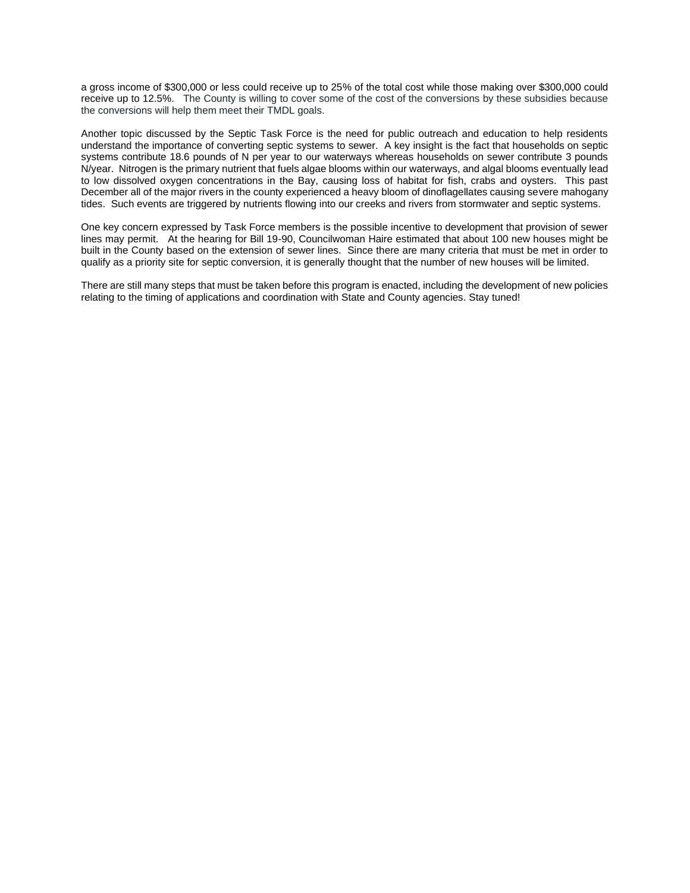a gross income of $300,000 or less could receive up to 25% of the total cost while those making over $300,000 could receive up to 12.5%. The County is willing to cover some of the cost of the conversions by these subsidies because the conversions will help them meet their TMDL goals.

Another topic discussed by the Septic Task Force is the need for public outreach and education to help residents understand the importance of converting septic systems to sewer. A key insight is the fact that households on septic systems contribute 18.6 pounds of N per year to our waterways whereas households on sewer contribute 3 pounds N/year. Nitrogen is the primary nutrient that fuels algae blooms within our waterways, and algal blooms eventually lead to low dissolved oxygen concentrations in the Bay, causing loss of habitat for fish, crabs and oysters. This past December all of the major rivers in the county experienced a heavy bloom of dinoflagellates causing severe mahogany tides. Such events are triggered by nutrients flowing into our creeks and rivers from stormwater and septic systems.

One key concern expressed by Task Force members is the possible incentive to development that provision of sewer lines may permit. At the hearing for Bill 19-90, Councilwoman Haire estimated that about 100 new houses might be built in the County based on the extension of sewer lines. Since there are many criteria that must be met in order to qualify as a priority site for septic conversion, it is generally thought that the number of new houses will be limited.

There are still many steps that must be taken before this program is enacted, including the development of new policies relating to the timing of applications and coordination with State and County agencies. Stay tuned!